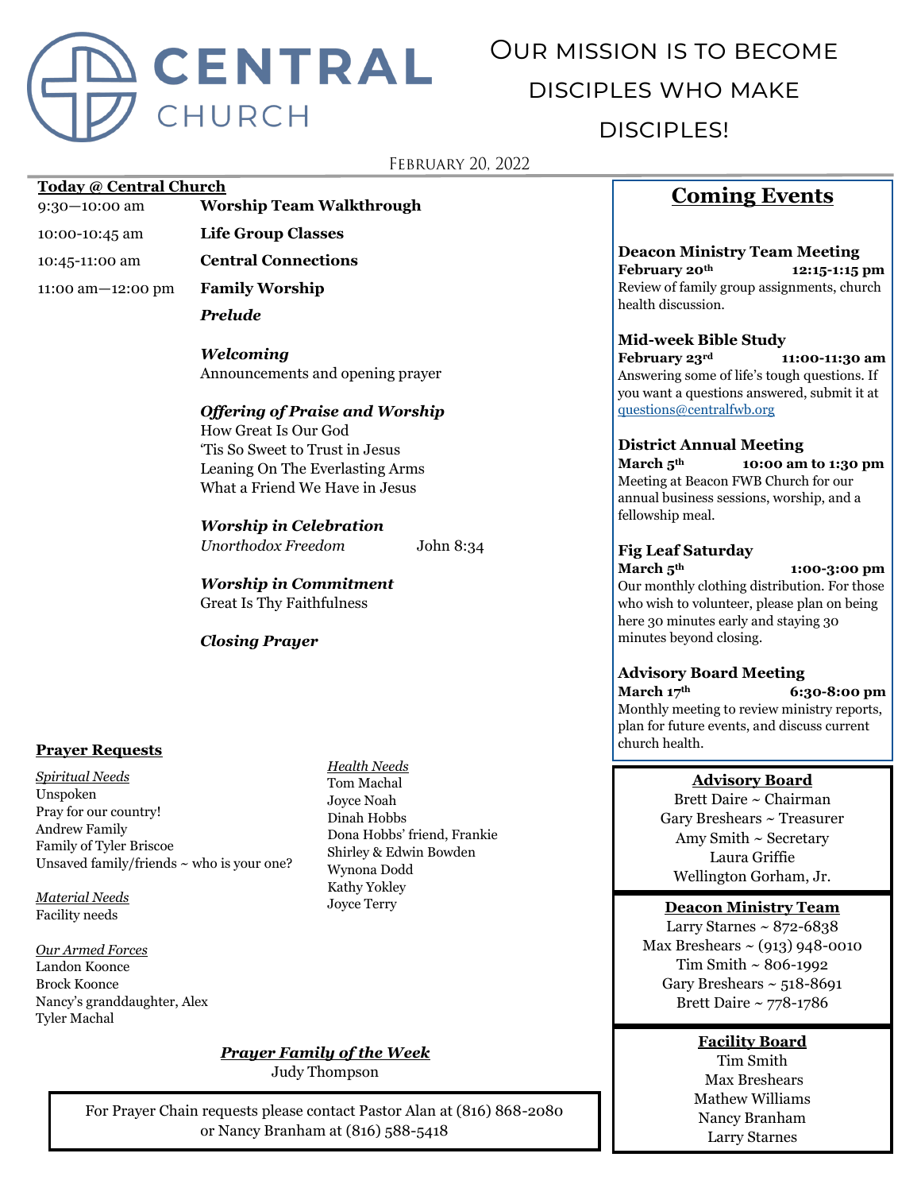# CENTRAL CHURCH

## Our mission is to become disciples who make disciples!

February 20, 2022

**Today @ Central Church**

| | |
|---|---|
| 9:30—10:00 am | **Worship Team Walkthrough** |
| 10:00-10:45 am | **Life Group Classes** |
| 10:45-11:00 am | **Central Connections** |
| 11:00 am—12:00 pm | **Family Worship** |

***Prelude***

***Welcoming***
Announcements and opening prayer

***Offering of Praise and Worship***
How Great Is Our God
'Tis So Sweet to Trust in Jesus
Leaning On The Everlasting Arms
What a Friend We Have in Jesus

***Worship in Celebration***
*Unorthodox Freedom* John 8:34

***Worship in Commitment***
Great Is Thy Faithfulness

***Closing Prayer***

**Prayer Requests**

*Spiritual Needs*
Unspoken
Pray for our country!
Andrew Family
Family of Tyler Briscoe
Unsaved family/friends ~ who is your one?

*Material Needs*
Facility needs

*Our Armed Forces*
Landon Koonce
Brock Koonce
Nancy's granddaughter, Alex
Tyler Machal

*Health Needs*
Tom Machal
Joyce Noah
Dinah Hobbs
Dona Hobbs' friend, Frankie
Shirley & Edwin Bowden
Wynona Dodd
Kathy Yokley
Joyce Terry

***Prayer Family of the Week***
Judy Thompson

For Prayer Chain requests please contact Pastor Alan at (816) 868-2080 or Nancy Branham at (816) 588-5418

## Coming Events

**Deacon Ministry Team Meeting**
**February 20th 12:15-1:15 pm**
Review of family group assignments, church health discussion.

**Mid-week Bible Study**
**February 23rd 11:00-11:30 am**
Answering some of life's tough questions. If you want a questions answered, submit it at questions@centralfwb.org

**District Annual Meeting**
**March 5th 10:00 am to 1:30 pm**
Meeting at Beacon FWB Church for our annual business sessions, worship, and a fellowship meal.

**Fig Leaf Saturday**
**March 5th 1:00-3:00 pm**
Our monthly clothing distribution. For those who wish to volunteer, please plan on being here 30 minutes early and staying 30 minutes beyond closing.

**Advisory Board Meeting**
**March 17th 6:30-8:00 pm**
Monthly meeting to review ministry reports, plan for future events, and discuss current church health.

**Advisory Board**
Brett Daire ~ Chairman
Gary Bresheats ~ Treasurer
Amy Smith ~ Secretary
Laura Griffie
Wellington Gorham, Jr.

**Deacon Ministry Team**
Larry Starnes ~ 872-6838
Max Breshears ~ (913) 948-0010
Tim Smith ~ 806-1992
Gary Breshears ~ 518-8691
Brett Daire ~ 778-1786

**Facility Board**
Tim Smith
Max Breshears
Mathew Williams
Nancy Branham
Larry Starnes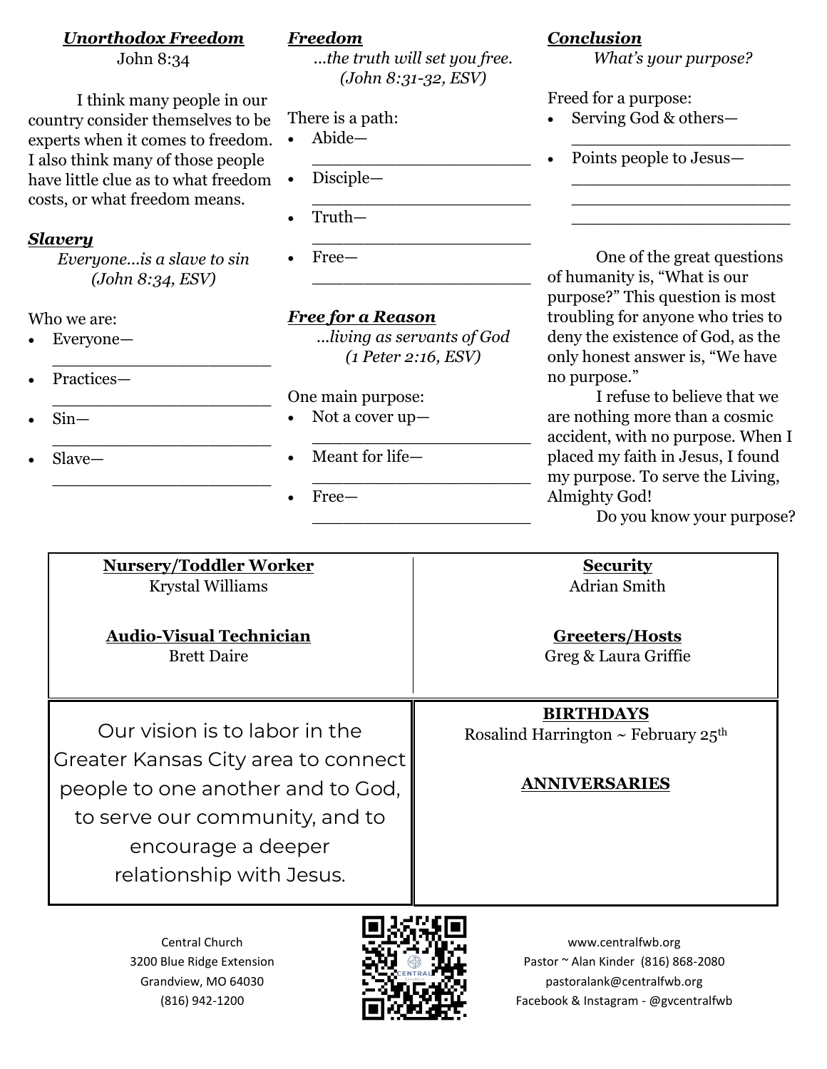***Unorthodox Freedom***

John 8:34

I think many people in our country consider themselves to be experts when it comes to freedom. I also think many of those people have little clue as to what freedom costs, or what freedom means.

***Slavery***

*Everyone…is a slave to sin (John 8:34, ESV)*

Who we are:

- Everyone—
  ______________________
- Practices—
  ______________________
- Sin—
  ______________________
- Slave—
  ______________________

***Freedom***

*…the truth will set you free. (John 8:31-32, ESV)*

There is a path:

- Abide—
  ______________________
- Disciple—
  ______________________
- Truth—
  ______________________
- Free—
  ______________________

***Free for a Reason***

*…living as servants of God (1 Peter 2:16, ESV)*

One main purpose:

- Not a cover up—
  ______________________
- Meant for life—
  ______________________
- Free—
  ______________________

***Conclusion***

*What's your purpose?*

Freed for a purpose:

- Serving God & others—
  ______________________
- Points people to Jesus—
  ______________________
  ______________________
  ______________________

One of the great questions of humanity is, "What is our purpose?" This question is most troubling for anyone who tries to deny the existence of God, as the only honest answer is, "We have no purpose."

I refuse to believe that we are nothing more than a cosmic accident, with no purpose. When I placed my faith in Jesus, I found my purpose. To serve the Living, Almighty God!

Do you know your purpose?

| | |
|---|---|
| **Nursery/Toddler Worker**<br>Krystal Williams | **Security**<br>Adrian Smith |
| **Audio-Visual Technician**<br>Brett Daire | **Greeters/Hosts**<br>Greg & Laura Griffie |

Our vision is to labor in the Greater Kansas City area to connect people to one another and to God, to serve our community, and to encourage a deeper relationship with Jesus.

**BIRTHDAYS**

Rosalind Harrington ~ February 25th

**ANNIVERSARIES**

Central Church
3200 Blue Ridge Extension
Grandview, MO 64030
(816) 942-1200

www.centralfwb.org
Pastor ~ Alan Kinder (816) 868-2080
pastoralank@centralfwb.org
Facebook & Instagram - @gvcentralfwb